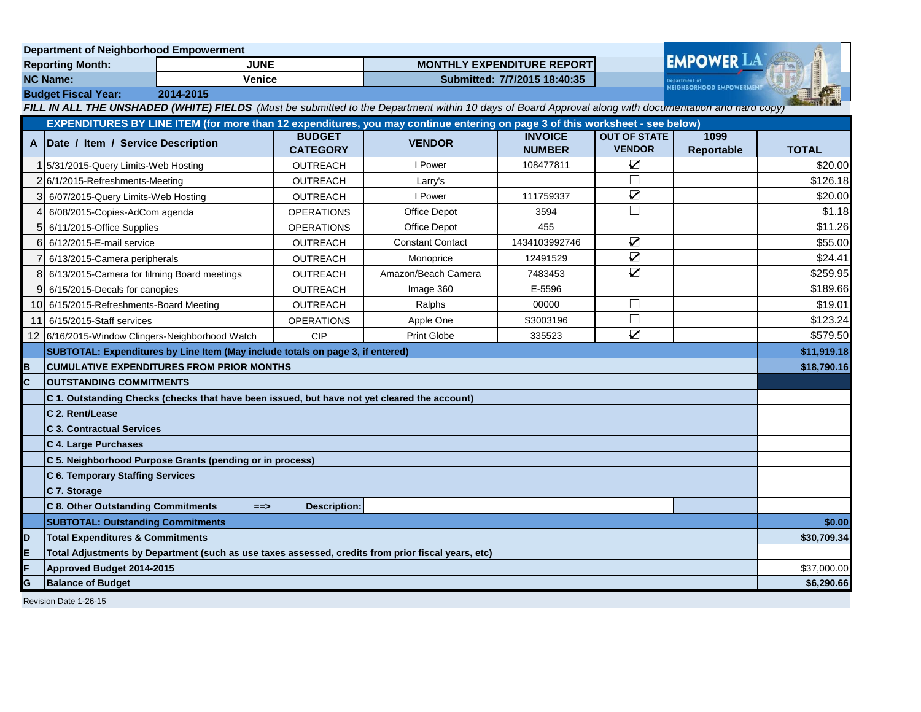**Department of Neighborhood Empowerment**

| | | | |
|---|---|---|---|
| **Reporting Month:** | **JUNE** | **MONTHLY EXPENDITURE REPORT** | |
| **NC Name:** | **Venice** | **Submitted: 7/7/2015 18:40:35** | |
| **Budget Fiscal Year:** | **2014-2015** | | |

EMPOWER LA — Department of NEIGHBORHOOD EMPOWERMENT

***FILL IN ALL THE UNSHADED (WHITE) FIELDS*** *(Must be submitted to the Department within 10 days of Board Approval along with documentation and hard copy)*

| A | Date / Item / Service Description | BUDGET CATEGORY | VENDOR | INVOICE NUMBER | OUT OF STATE VENDOR | 1099 Reportable | TOTAL |
|---|---|---|---|---|---|---|---|
| **EXPENDITURES BY LINE ITEM (for more than 12 expenditures, you may continue entering on page 3 of this worksheet - see below)** | | | | | | | |
| 1 | 5/31/2015-Query Limits-Web Hosting | OUTREACH | I Power | 108477811 | ☑ | | $20.00 |
| 2 | 6/1/2015-Refreshments-Meeting | OUTREACH | Larry's | | ☐ | | $126.18 |
| 3 | 6/07/2015-Query Limits-Web Hosting | OUTREACH | I Power | 111759337 | ☑ | | $20.00 |
| 4 | 6/08/2015-Copies-AdCom agenda | OPERATIONS | Office Depot | 3594 | ☐ | | $1.18 |
| 5 | 6/11/2015-Office Supplies | OPERATIONS | Office Depot | 455 | | | $11.26 |
| 6 | 6/12/2015-E-mail service | OUTREACH | Constant Contact | 1434103992746 | ☑ | | $55.00 |
| 7 | 6/13/2015-Camera peripherals | OUTREACH | Monoprice | 12491529 | ☑ | | $24.41 |
| 8 | 6/13/2015-Camera for filming Board meetings | OUTREACH | Amazon/Beach Camera | 7483453 | ☑ | | $259.95 |
| 9 | 6/15/2015-Decals for canopies | OUTREACH | Image 360 | E-5596 | | | $189.66 |
| 10 | 6/15/2015-Refreshments-Board Meeting | OUTREACH | Ralphs | 00000 | ☐ | | $19.01 |
| 11 | 6/15/2015-Staff services | OPERATIONS | Apple One | S3003196 | ☐ | | $123.24 |
| 12 | 6/16/2015-Window Clingers-Neighborhood Watch | CIP | Print Globe | 335523 | ☑ | | $579.50 |
| | **SUBTOTAL: Expenditures by Line Item (May include totals on page 3, if entered)** | | | | | | **$11,919.18** |
| **B** | **CUMULATIVE EXPENDITURES FROM PRIOR MONTHS** | | | | | | **$18,790.16** |
| **C** | **OUTSTANDING COMMITMENTS** | | | | | | |
| | **C 1. Outstanding Checks (checks that have been issued, but have not yet cleared the account)** | | | | | | |
| | **C 2. Rent/Lease** | | | | | | |
| | **C 3. Contractual Services** | | | | | | |
| | **C 4. Large Purchases** | | | | | | |
| | **C 5. Neighborhood Purpose Grants (pending or in process)** | | | | | | |
| | **C 6. Temporary Staffing Services** | | | | | | |
| | **C 7. Storage** | | | | | | |
| | **C 8. Other Outstanding Commitments ==>** | **Description:** | | | | | |
| | **SUBTOTAL: Outstanding Commitments** | | | | | | **$0.00** |
| **D** | **Total Expenditures & Commitments** | | | | | | **$30,709.34** |
| **E** | **Total Adjustments by Department (such as use taxes assessed, credits from prior fiscal years, etc)** | | | | | | |
| **F** | **Approved Budget 2014-2015** | | | | | | $37,000.00 |
| **G** | **Balance of Budget** | | | | | | **$6,290.66** |

Revision Date 1-26-15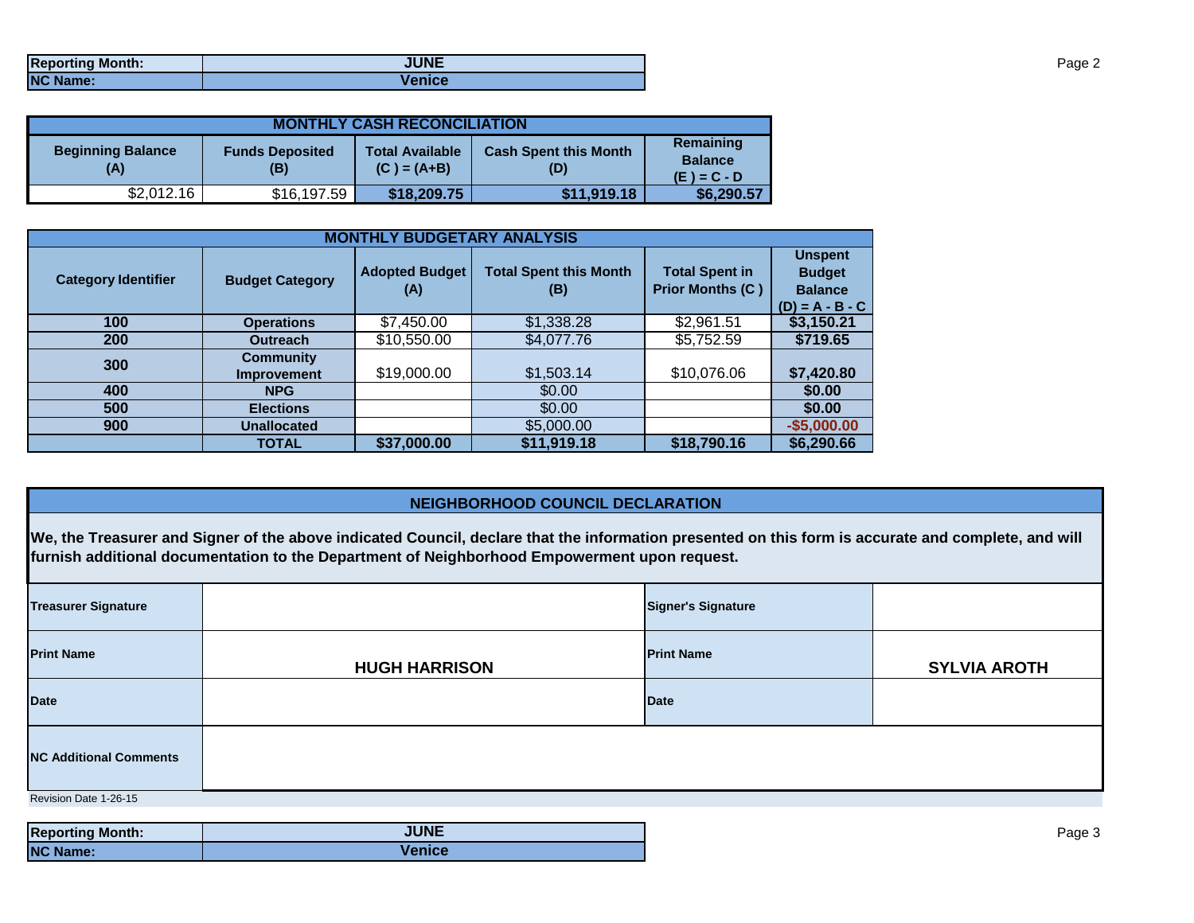| Reporting Month: | JUNE |
|---|---|
| NC Name: | Venice |

| MONTHLY CASH RECONCILIATION | | | | |
|---|---|---|---|---|
| Beginning Balance (A) | Funds Deposited (B) | Total Available (C ) = (A+B) | Cash Spent this Month (D) | Remaining Balance (E ) = C - D |
| $2,012.16 | $16,197.59 | **$18,209.75** | **$11,919.18** | **$6,290.57** |

| MONTHLY BUDGETARY ANALYSIS | | | | | |
|---|---|---|---|---|---|
| Category Identifier | Budget Category | Adopted Budget (A) | Total Spent this Month (B) | Total Spent in Prior Months (C ) | Unspent Budget Balance (D) = A - B - C |
| **100** | **Operations** | $7,450.00 | $1,338.28 | $2,961.51 | **$3,150.21** |
| **200** | **Outreach** | $10,550.00 | $4,077.76 | $5,752.59 | **$719.65** |
| **300** | **Community Improvement** | $19,000.00 | $1,503.14 | $10,076.06 | **$7,420.80** |
| **400** | **NPG** | | $0.00 | | **$0.00** |
| **500** | **Elections** | | $0.00 | | **$0.00** |
| **900** | **Unallocated** | | $5,000.00 | | **-$5,000.00** |
| | **TOTAL** | **$37,000.00** | **$11,919.18** | **$18,790.16** | **$6,290.66** |

## NEIGHBORHOOD COUNCIL DECLARATION

**We, the Treasurer and Signer of the above indicated Council, declare that the information presented on this form is accurate and complete, and will furnish additional documentation to the Department of Neighborhood Empowerment upon request.**

| | | | |
|---|---|---|---|
| **Treasurer Signature** | | **Signer's Signature** | |
| **Print Name** | **HUGH HARRISON** | **Print Name** | **SYLVIA AROTH** |
| **Date** | | **Date** | |
| **NC Additional Comments** | | | |

Revision Date 1-26-15

| Reporting Month: | JUNE |
|---|---|
| NC Name: | Venice |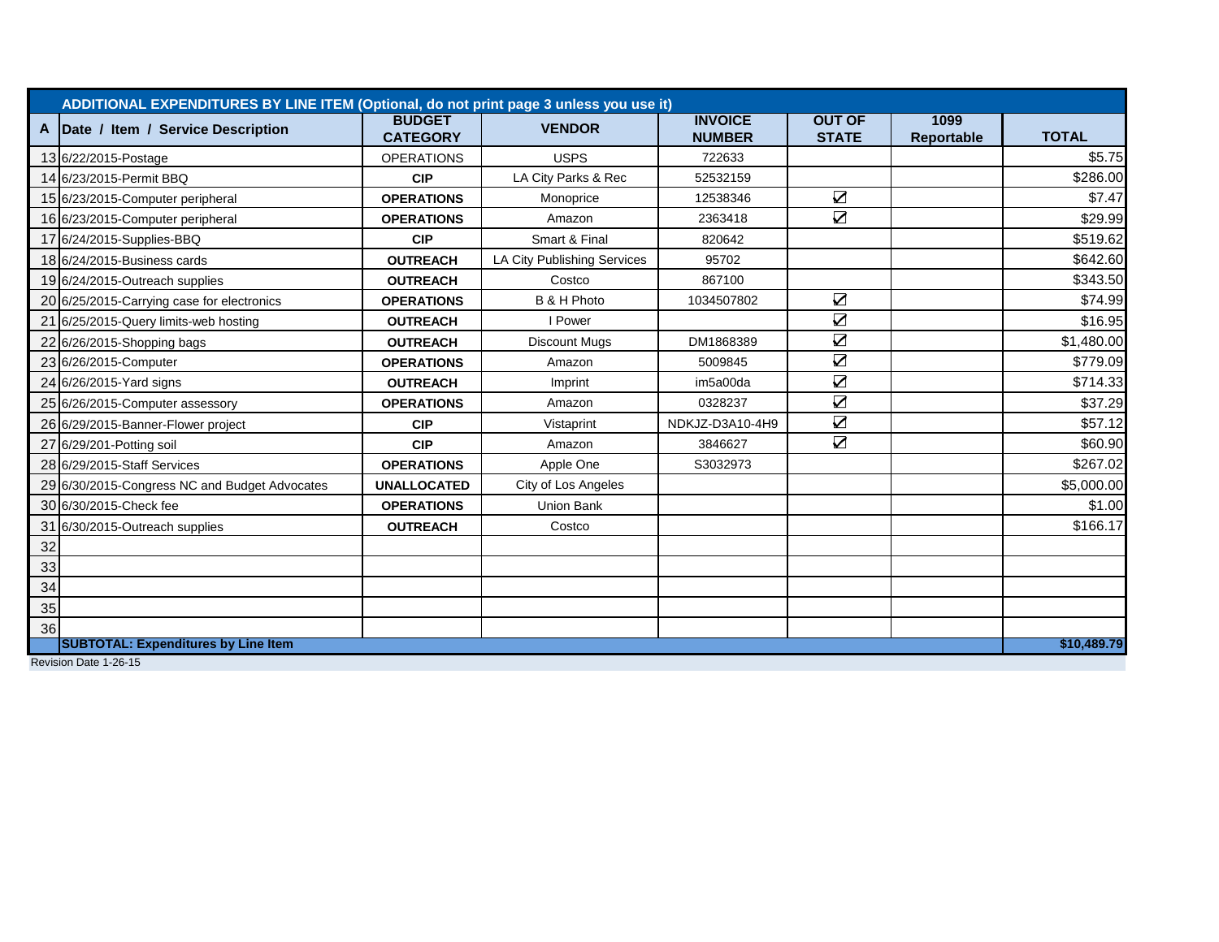## ADDITIONAL EXPENDITURES BY LINE ITEM (Optional, do not print page 3 unless you use it)

| A | Date / Item / Service Description | BUDGET CATEGORY | VENDOR | INVOICE NUMBER | OUT OF STATE | 1099 Reportable | TOTAL |
|---|---|---|---|---|---|---|---|
| 13 | 6/22/2015-Postage | OPERATIONS | USPS | 722633 | | | $5.75 |
| 14 | 6/23/2015-Permit BBQ | CIP | LA City Parks & Rec | 52532159 | | | $286.00 |
| 15 | 6/23/2015-Computer peripheral | OPERATIONS | Monoprice | 12538346 | ☑ | | $7.47 |
| 16 | 6/23/2015-Computer peripheral | OPERATIONS | Amazon | 2363418 | ☑ | | $29.99 |
| 17 | 6/24/2015-Supplies-BBQ | CIP | Smart & Final | 820642 | | | $519.62 |
| 18 | 6/24/2015-Business cards | OUTREACH | LA City Publishing Services | 95702 | | | $642.60 |
| 19 | 6/24/2015-Outreach supplies | OUTREACH | Costco | 867100 | | | $343.50 |
| 20 | 6/25/2015-Carrying case for electronics | OPERATIONS | B & H Photo | 1034507802 | ☑ | | $74.99 |
| 21 | 6/25/2015-Query limits-web hosting | OUTREACH | I Power | | ☑ | | $16.95 |
| 22 | 6/26/2015-Shopping bags | OUTREACH | Discount Mugs | DM1868389 | ☑ | | $1,480.00 |
| 23 | 6/26/2015-Computer | OPERATIONS | Amazon | 5009845 | ☑ | | $779.09 |
| 24 | 6/26/2015-Yard signs | OUTREACH | Imprint | im5a00da | ☑ | | $714.33 |
| 25 | 6/26/2015-Computer assessory | OPERATIONS | Amazon | 0328237 | ☑ | | $37.29 |
| 26 | 6/29/2015-Banner-Flower project | CIP | Vistaprint | NDKJZ-D3A10-4H9 | ☑ | | $57.12 |
| 27 | 6/29/201-Potting soil | CIP | Amazon | 3846627 | ☑ | | $60.90 |
| 28 | 6/29/2015-Staff Services | OPERATIONS | Apple One | S3032973 | | | $267.02 |
| 29 | 6/30/2015-Congress NC and Budget Advocates | UNALLOCATED | City of Los Angeles | | | | $5,000.00 |
| 30 | 6/30/2015-Check fee | OPERATIONS | Union Bank | | | | $1.00 |
| 31 | 6/30/2015-Outreach supplies | OUTREACH | Costco | | | | $166.17 |
| 32 | | | | | | | |
| 33 | | | | | | | |
| 34 | | | | | | | |
| 35 | | | | | | | |
| 36 | | | | | | | |
| | **SUBTOTAL: Expenditures by Line Item** | | | | | | **$10,489.79** |

Revision Date 1-26-15